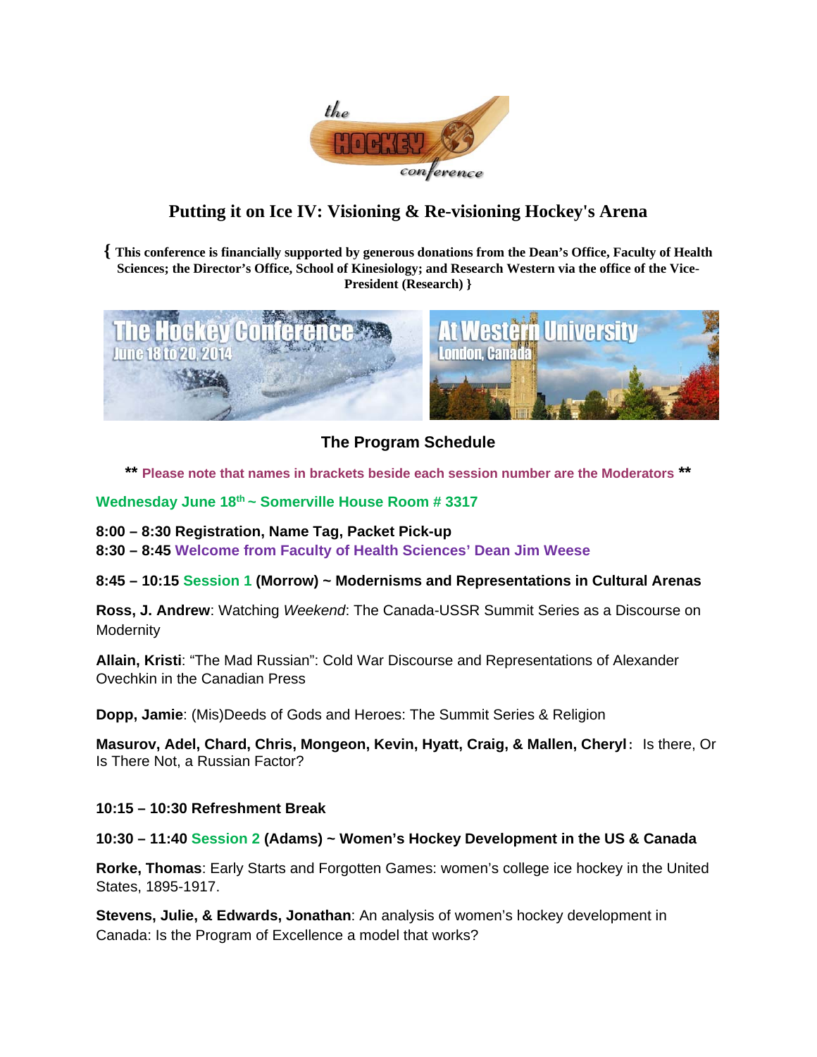# Putting it on Ice IV: Visioning & Re-visioning Hockey's Arena

**{ This conference is financially supported by generous donations from the Dean's Office, Faculty of Health Sciences; the Director's Office, School of Kinesiology; and Research Western via the office of the Vice-President (Research) }**

The Hockey Conference
June 18 to 20, 2014

At Western University
London, Canada

## The Program Schedule

**\*\* Please note that names in brackets beside each session number are the Moderators \*\***

**Wednesday June 18th ~ Somerville House Room # 3317**

**8:00 – 8:30 Registration, Name Tag, Packet Pick-up**
**8:30 – 8:45 Welcome from Faculty of Health Sciences' Dean Jim Weese**

**8:45 – 10:15 Session 1 (Morrow) ~ Modernisms and Representations in Cultural Arenas**

**Ross, J. Andrew**: Watching *Weekend*: The Canada-USSR Summit Series as a Discourse on Modernity

**Allain, Kristi**: "The Mad Russian": Cold War Discourse and Representations of Alexander Ovechkin in the Canadian Press

**Dopp, Jamie**: (Mis)Deeds of Gods and Heroes: The Summit Series & Religion

**Masurov, Adel, Chard, Chris, Mongeon, Kevin, Hyatt, Craig, & Mallen, Cheryl**: Is there, Or Is There Not, a Russian Factor?

**10:15 – 10:30 Refreshment Break**

**10:30 – 11:40 Session 2 (Adams) ~ Women's Hockey Development in the US & Canada**

**Rorke, Thomas**: Early Starts and Forgotten Games: women's college ice hockey in the United States, 1895-1917.

**Stevens, Julie, & Edwards, Jonathan**: An analysis of women's hockey development in Canada: Is the Program of Excellence a model that works?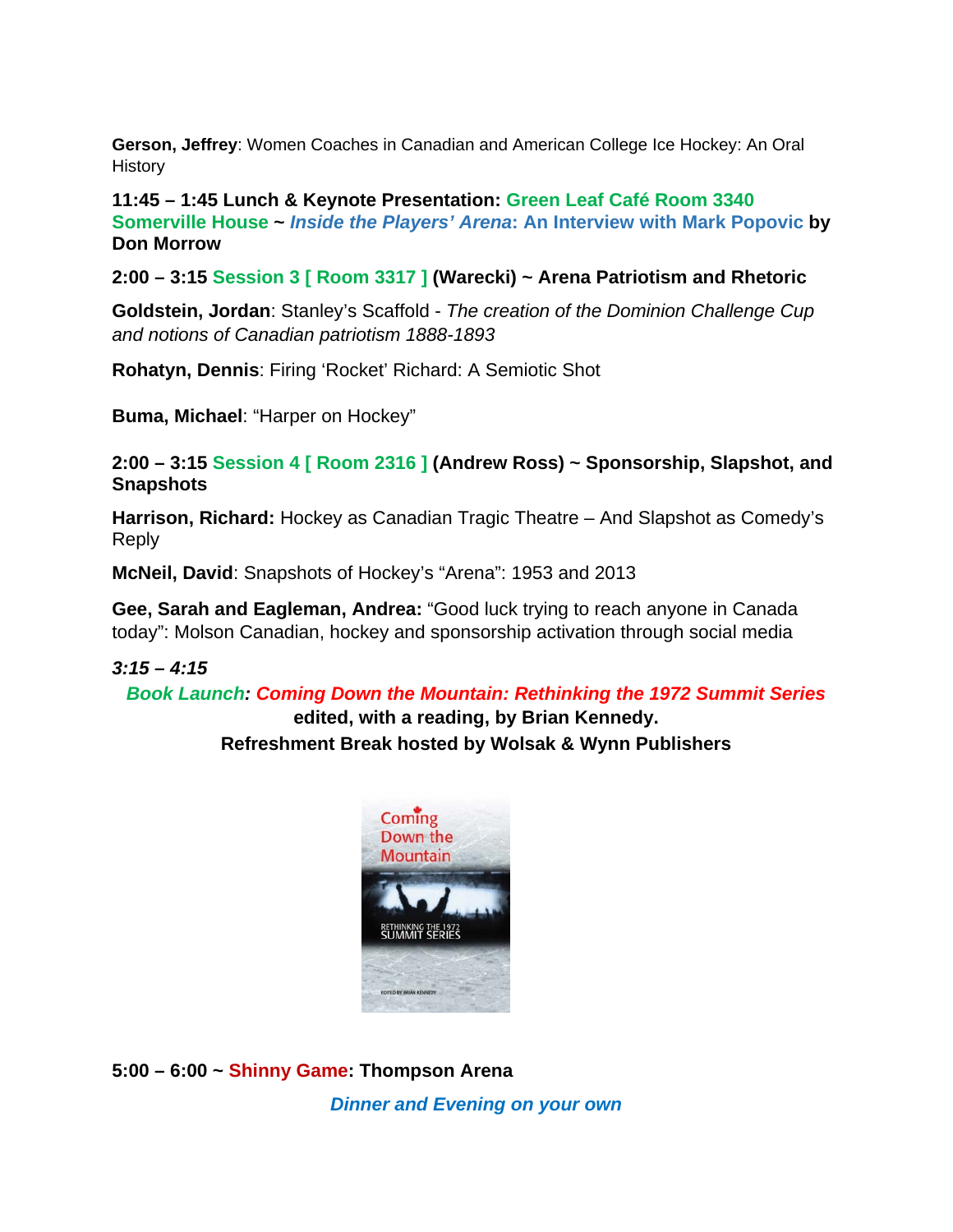**Gerson, Jeffrey**: Women Coaches in Canadian and American College Ice Hockey: An Oral History

**11:45 – 1:45 Lunch & Keynote Presentation: Green Leaf Café Room 3340 Somerville House ~ *Inside the Players' Arena*: An Interview with Mark Popovic by Don Morrow**

**2:00 – 3:15 Session 3 [ Room 3317 ] (Warecki) ~ Arena Patriotism and Rhetoric**

**Goldstein, Jordan**: Stanley's Scaffold - *The creation of the Dominion Challenge Cup and notions of Canadian patriotism 1888-1893*

**Rohatyn, Dennis**: Firing 'Rocket' Richard: A Semiotic Shot

**Buma, Michael**: "Harper on Hockey"

**2:00 – 3:15 Session 4 [ Room 2316 ] (Andrew Ross) ~ Sponsorship, Slapshot, and Snapshots**

**Harrison, Richard:** Hockey as Canadian Tragic Theatre – And Slapshot as Comedy's Reply

**McNeil, David**: Snapshots of Hockey's "Arena": 1953 and 2013

**Gee, Sarah and Eagleman, Andrea:** "Good luck trying to reach anyone in Canada today": Molson Canadian, hockey and sponsorship activation through social media

***3:15 – 4:15***

***Book Launch: Coming Down the Mountain: Rethinking the 1972 Summit Series***

**edited, with a reading, by Brian Kennedy.**

**Refreshment Break hosted by Wolsak & Wynn Publishers**

**5:00 – 6:00 ~ Shinny Game: Thompson Arena**

***Dinner and Evening on your own***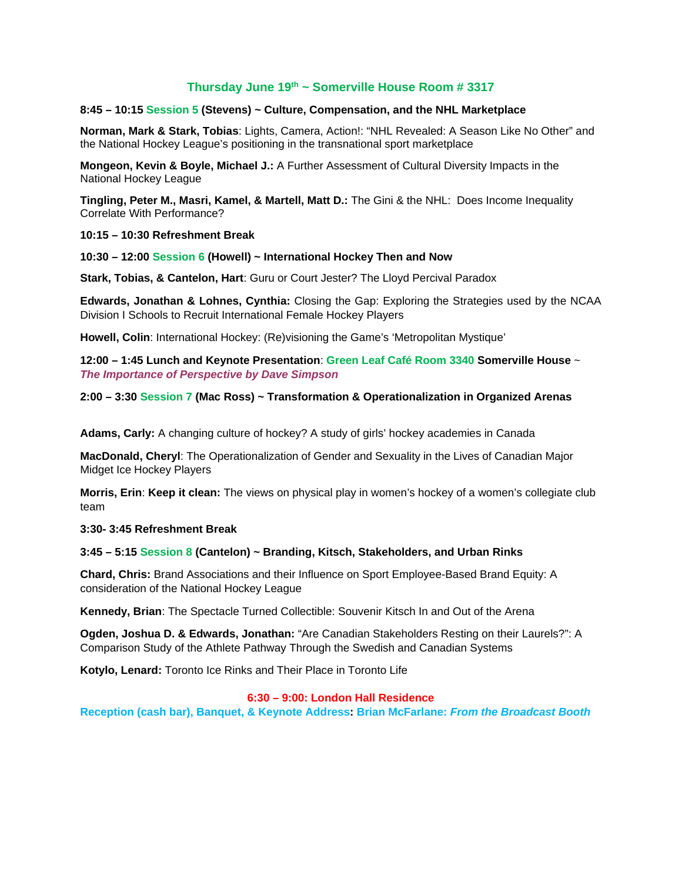## Thursday June 19th ~ Somerville House Room # 3317

**8:45 – 10:15 Session 5 (Stevens) ~ Culture, Compensation, and the NHL Marketplace**

**Norman, Mark & Stark, Tobias**: Lights, Camera, Action!: "NHL Revealed: A Season Like No Other" and the National Hockey League's positioning in the transnational sport marketplace

**Mongeon, Kevin & Boyle, Michael J.:** A Further Assessment of Cultural Diversity Impacts in the National Hockey League

**Tingling, Peter M., Masri, Kamel, & Martell, Matt D.:** The Gini & the NHL: Does Income Inequality Correlate With Performance?

**10:15 – 10:30 Refreshment Break**

**10:30 – 12:00 Session 6 (Howell) ~ International Hockey Then and Now**

**Stark, Tobias, & Cantelon, Hart**: Guru or Court Jester? The Lloyd Percival Paradox

**Edwards, Jonathan & Lohnes, Cynthia:** Closing the Gap: Exploring the Strategies used by the NCAA Division I Schools to Recruit International Female Hockey Players

**Howell, Colin**: International Hockey: (Re)visioning the Game's 'Metropolitan Mystique'

**12:00 – 1:45 Lunch and Keynote Presentation**: **Green Leaf Café Room 3340 Somerville House** ~ ***The Importance of Perspective by Dave Simpson***

**2:00 – 3:30 Session 7 (Mac Ross) ~ Transformation & Operationalization in Organized Arenas**

**Adams, Carly:** A changing culture of hockey? A study of girls' hockey academies in Canada

**MacDonald, Cheryl**: The Operationalization of Gender and Sexuality in the Lives of Canadian Major Midget Ice Hockey Players

**Morris, Erin**: **Keep it clean:** The views on physical play in women's hockey of a women's collegiate club team

**3:30- 3:45 Refreshment Break**

**3:45 – 5:15 Session 8 (Cantelon) ~ Branding, Kitsch, Stakeholders, and Urban Rinks**

**Chard, Chris:** Brand Associations and their Influence on Sport Employee-Based Brand Equity: A consideration of the National Hockey League

**Kennedy, Brian**: The Spectacle Turned Collectible: Souvenir Kitsch In and Out of the Arena

**Ogden, Joshua D. & Edwards, Jonathan:** "Are Canadian Stakeholders Resting on their Laurels?": A Comparison Study of the Athlete Pathway Through the Swedish and Canadian Systems

**Kotylo, Lenard:** Toronto Ice Rinks and Their Place in Toronto Life

**6:30 – 9:00: London Hall Residence**
**Reception (cash bar), Banquet, & Keynote Address: Brian McFarlane: *From the Broadcast Booth***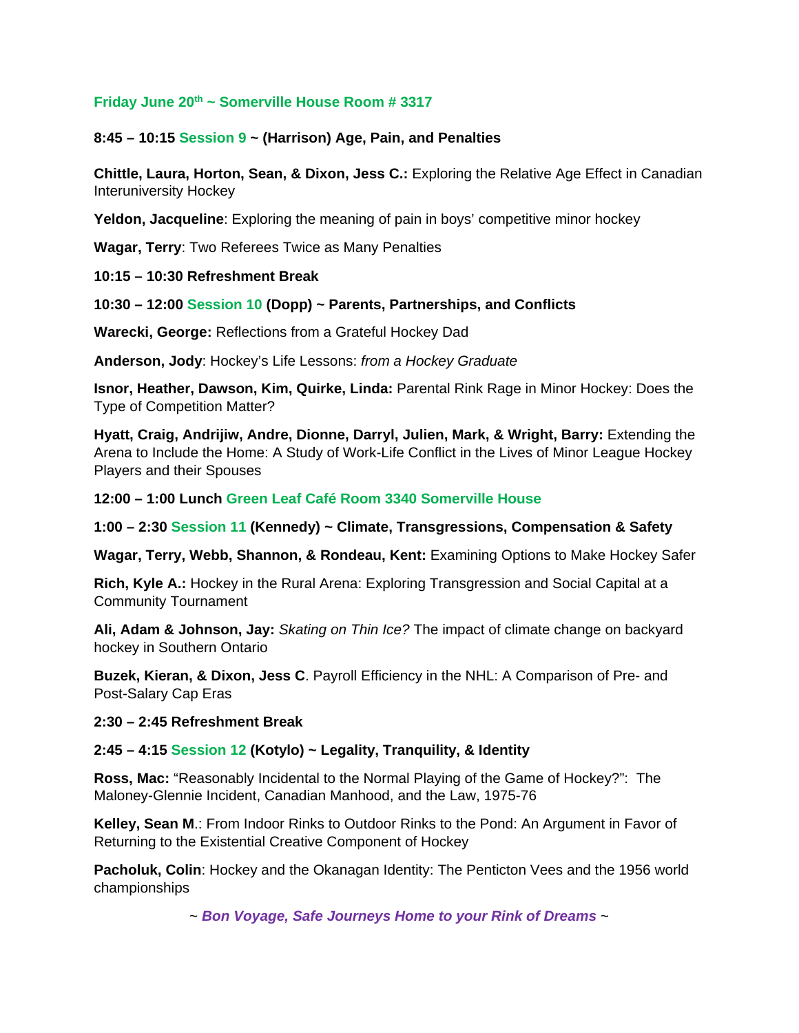## Friday June 20th ~ Somerville House Room # 3317

**8:45 – 10:15 Session 9 ~ (Harrison) Age, Pain, and Penalties**

**Chittle, Laura, Horton, Sean, & Dixon, Jess C.:** Exploring the Relative Age Effect in Canadian Interuniversity Hockey

**Yeldon, Jacqueline**: Exploring the meaning of pain in boys' competitive minor hockey

**Wagar, Terry**: Two Referees Twice as Many Penalties

**10:15 – 10:30 Refreshment Break**

**10:30 – 12:00 Session 10 (Dopp) ~ Parents, Partnerships, and Conflicts**

**Warecki, George:** Reflections from a Grateful Hockey Dad

**Anderson, Jody**: Hockey's Life Lessons: *from a Hockey Graduate*

**Isnor, Heather, Dawson, Kim, Quirke, Linda:** Parental Rink Rage in Minor Hockey: Does the Type of Competition Matter?

**Hyatt, Craig, Andrijiw, Andre, Dionne, Darryl, Julien, Mark, & Wright, Barry:** Extending the Arena to Include the Home: A Study of Work-Life Conflict in the Lives of Minor League Hockey Players and their Spouses

**12:00 – 1:00 Lunch Green Leaf Café Room 3340 Somerville House**

**1:00 – 2:30 Session 11 (Kennedy) ~ Climate, Transgressions, Compensation & Safety**

**Wagar, Terry, Webb, Shannon, & Rondeau, Kent:** Examining Options to Make Hockey Safer

**Rich, Kyle A.:** Hockey in the Rural Arena: Exploring Transgression and Social Capital at a Community Tournament

**Ali, Adam & Johnson, Jay:** *Skating on Thin Ice?* The impact of climate change on backyard hockey in Southern Ontario

**Buzek, Kieran, & Dixon, Jess C**. Payroll Efficiency in the NHL: A Comparison of Pre- and Post-Salary Cap Eras

**2:30 – 2:45 Refreshment Break**

**2:45 – 4:15 Session 12 (Kotylo) ~ Legality, Tranquility, & Identity**

**Ross, Mac:** "Reasonably Incidental to the Normal Playing of the Game of Hockey?": The Maloney-Glennie Incident, Canadian Manhood, and the Law, 1975-76

**Kelley, Sean M**.: From Indoor Rinks to Outdoor Rinks to the Pond: An Argument in Favor of Returning to the Existential Creative Component of Hockey

**Pacholuk, Colin**: Hockey and the Okanagan Identity: The Penticton Vees and the 1956 world championships

~ ***Bon Voyage, Safe Journeys Home to your Rink of Dreams*** ~